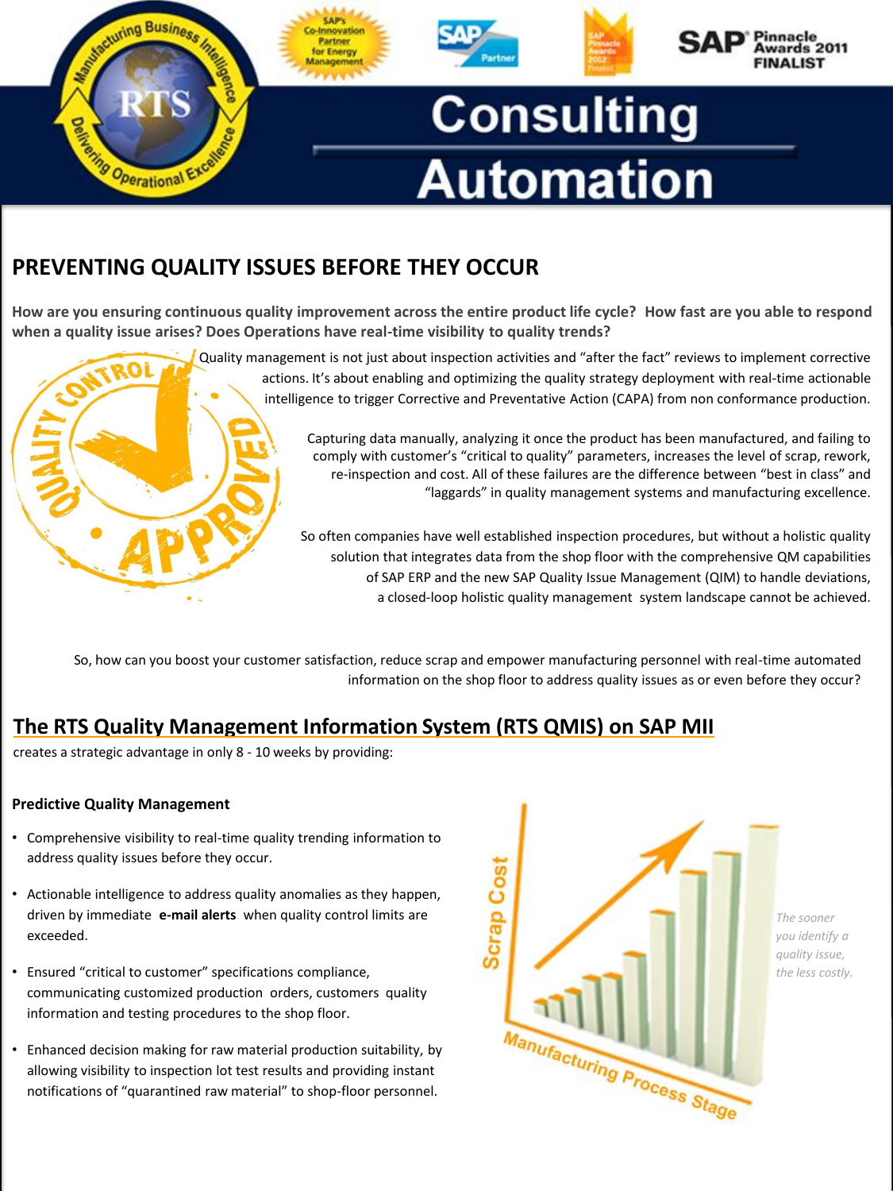# Consulting Automation

## PREVENTING QUALITY ISSUES BEFORE THEY OCCUR

**How are you ensuring continuous quality improvement across the entire product life cycle? How fast are you able to respond when a quality issue arises? Does Operations have real-time visibility to quality trends?**

Quality management is not just about inspection activities and "after the fact" reviews to implement corrective actions. It's about enabling and optimizing the quality strategy deployment with real-time actionable intelligence to trigger Corrective and Preventative Action (CAPA) from non conformance production.

Capturing data manually, analyzing it once the product has been manufactured, and failing to comply with customer's "critical to quality" parameters, increases the level of scrap, rework, re-inspection and cost. All of these failures are the difference between "best in class" and "laggards" in quality management systems and manufacturing excellence.

So often companies have well established inspection procedures, but without a holistic quality solution that integrates data from the shop floor with the comprehensive QM capabilities of SAP ERP and the new SAP Quality Issue Management (QIM) to handle deviations, a closed-loop holistic quality management system landscape cannot be achieved.

So, how can you boost your customer satisfaction, reduce scrap and empower manufacturing personnel with real-time automated information on the shop floor to address quality issues as or even before they occur?

## The RTS Quality Management Information System (RTS QMIS) on SAP MII

creates a strategic advantage in only 8 - 10 weeks by providing:

### Predictive Quality Management

- Comprehensive visibility to real-time quality trending information to address quality issues before they occur.
- Actionable intelligence to address quality anomalies as they happen, driven by immediate **e-mail alerts** when quality control limits are exceeded.
- Ensured "critical to customer" specifications compliance, communicating customized production orders, customers quality information and testing procedures to the shop floor.
- Enhanced decision making for raw material production suitability, by allowing visibility to inspection lot test results and providing instant notifications of "quarantined raw material" to shop-floor personnel.

*The sooner you identify a quality issue, the less costly.*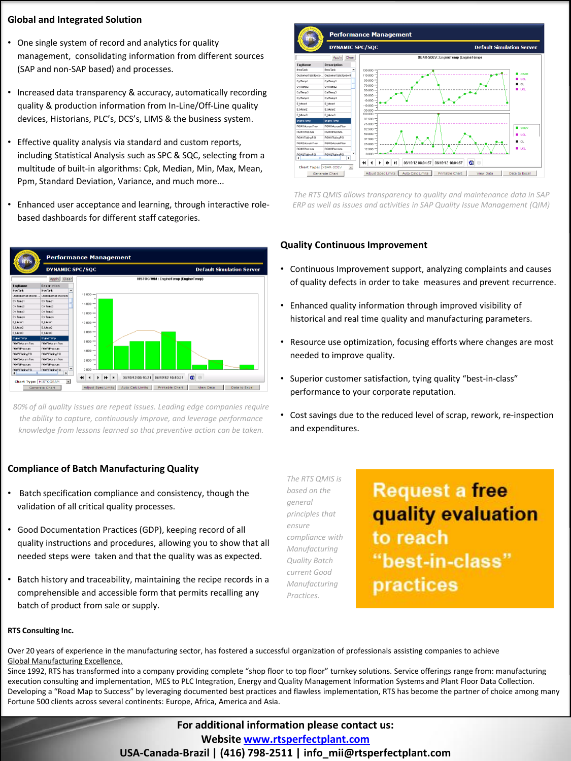## Global and Integrated Solution

- One single system of record and analytics for quality management, consolidating information from different sources (SAP and non-SAP based) and processes.
- Increased data transparency & accuracy, automatically recording quality & production information from In-Line/Off-Line quality devices, Historians, PLC's, DCS's, LIMS & the business system.
- Effective quality analysis via standard and custom reports, including Statistical Analysis such as SPC & SQC, selecting from a multitude of built-in algorithms: Cpk, Median, Min, Max, Mean, Ppm, Standard Deviation, Variance, and much more...
- Enhanced user acceptance and learning, through interactive role-based dashboards for different staff categories.

*The RTS QMIS allows transparency to quality and maintenance data in SAP ERP as well as issues and activities in SAP Quality Issue Management (QIM)*

*80% of all quality issues are repeat issues. Leading edge companies require the ability to capture, continuously improve, and leverage performance knowledge from lessons learned so that preventive action can be taken.*

## Quality Continuous Improvement

- Continuous Improvement support, analyzing complaints and causes of quality defects in order to take measures and prevent recurrence.
- Enhanced quality information through improved visibility of historical and real time quality and manufacturing parameters.
- Resource use optimization, focusing efforts where changes are most needed to improve quality.
- Superior customer satisfaction, tying quality "best-in-class" performance to your corporate reputation.
- Cost savings due to the reduced level of scrap, rework, re-inspection and expenditures.

## Compliance of Batch Manufacturing Quality

- Batch specification compliance and consistency, though the validation of all critical quality processes.
- Good Documentation Practices (GDP), keeping record of all quality instructions and procedures, allowing you to show that all needed steps were taken and that the quality was as expected.
- Batch history and traceability, maintaining the recipe records in a comprehensible and accessible form that permits recalling any batch of product from sale or supply.

*The RTS QMIS is based on the general principles that ensure compliance with Manufacturing Quality Batch current Good Manufacturing Practices.*

**Request a free quality evaluation to reach "best-in-class" practices**

**RTS Consulting Inc.**

Over 20 years of experience in the manufacturing sector, has fostered a successful organization of professionals assisting companies to achieve Global Manufacturing Excellence.

Since 1992, RTS has transformed into a company providing complete "shop floor to top floor" turnkey solutions. Service offerings range from: manufacturing execution consulting and implementation, MES to PLC Integration, Energy and Quality Management Information Systems and Plant Floor Data Collection. Developing a "Road Map to Success" by leveraging documented best practices and flawless implementation, RTS has become the partner of choice among many Fortune 500 clients across several continents: Europe, Africa, America and Asia.

**For additional information please contact us:**
**Website www.rtsperfectplant.com**
**USA-Canada-Brazil | (416) 798-2511 | info_mii@rtsperfectplant.com**